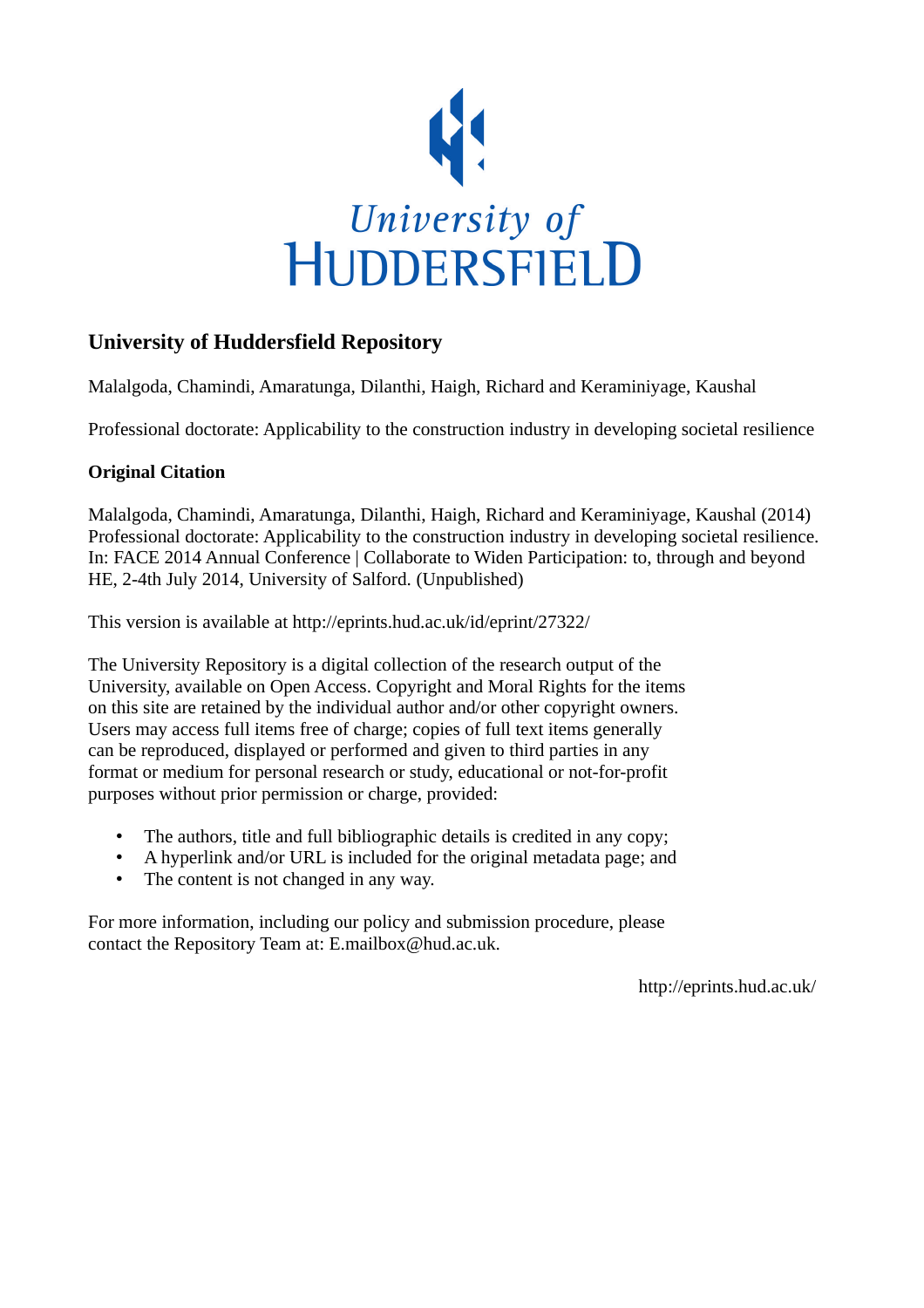University of Huddersfield

# University of Huddersfield Repository

Malalgoda, Chamindi, Amaratunga, Dilanthi, Haigh, Richard and Keraminiyage, Kaushal

Professional doctorate: Applicability to the construction industry in developing societal resilience

## Original Citation

Malalgoda, Chamindi, Amaratunga, Dilanthi, Haigh, Richard and Keraminiyage, Kaushal (2014) Professional doctorate: Applicability to the construction industry in developing societal resilience. In: FACE 2014 Annual Conference | Collaborate to Widen Participation: to, through and beyond HE, 2-4th July 2014, University of Salford. (Unpublished)

This version is available at http://eprints.hud.ac.uk/id/eprint/27322/

The University Repository is a digital collection of the research output of the University, available on Open Access. Copyright and Moral Rights for the items on this site are retained by the individual author and/or other copyright owners. Users may access full items free of charge; copies of full text items generally can be reproduced, displayed or performed and given to third parties in any format or medium for personal research or study, educational or not-for-profit purposes without prior permission or charge, provided:

- The authors, title and full bibliographic details is credited in any copy;
- A hyperlink and/or URL is included for the original metadata page; and
- The content is not changed in any way.

For more information, including our policy and submission procedure, please contact the Repository Team at: E.mailbox@hud.ac.uk.

http://eprints.hud.ac.uk/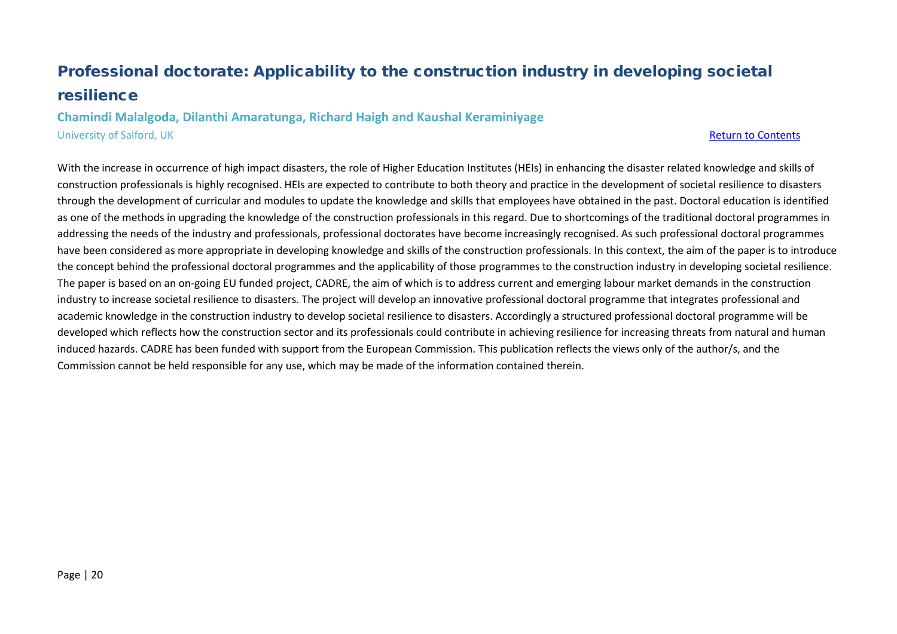# Professional doctorate: Applicability to the construction industry in developing societal resilience

**Chamindi Malalgoda, Dilanthi Amaratunga, Richard Haigh and Kaushal Keraminiyage**

University of Salford, UK

[Return to Contents]

With the increase in occurrence of high impact disasters, the role of Higher Education Institutes (HEIs) in enhancing the disaster related knowledge and skills of construction professionals is highly recognised. HEIs are expected to contribute to both theory and practice in the development of societal resilience to disasters through the development of curricular and modules to update the knowledge and skills that employees have obtained in the past. Doctoral education is identified as one of the methods in upgrading the knowledge of the construction professionals in this regard. Due to shortcomings of the traditional doctoral programmes in addressing the needs of the industry and professionals, professional doctorates have become increasingly recognised. As such professional doctoral programmes have been considered as more appropriate in developing knowledge and skills of the construction professionals. In this context, the aim of the paper is to introduce the concept behind the professional doctoral programmes and the applicability of those programmes to the construction industry in developing societal resilience. The paper is based on an on-going EU funded project, CADRE, the aim of which is to address current and emerging labour market demands in the construction industry to increase societal resilience to disasters. The project will develop an innovative professional doctoral programme that integrates professional and academic knowledge in the construction industry to develop societal resilience to disasters. Accordingly a structured professional doctoral programme will be developed which reflects how the construction sector and its professionals could contribute in achieving resilience for increasing threats from natural and human induced hazards. CADRE has been funded with support from the European Commission. This publication reflects the views only of the author/s, and the Commission cannot be held responsible for any use, which may be made of the information contained therein.